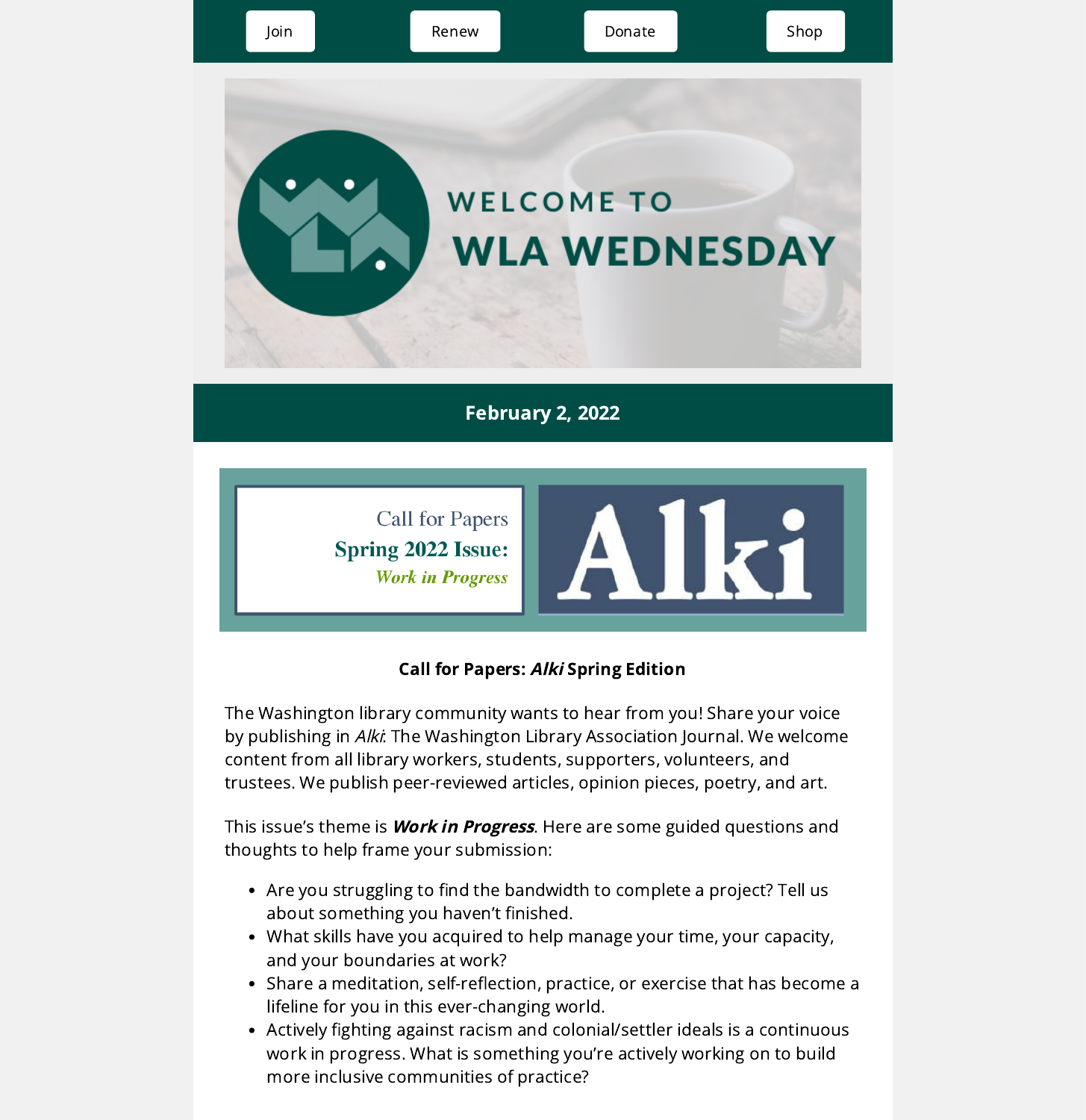Join | Renew | Donate | Shop

# WELCOME TO WLA WEDNESDAY

## February 2, 2022

Call for Papers
**Spring 2022 Issue:**
***Work in Progress***

**Alki**

**Call for Papers: *Alki* Spring Edition**

The Washington library community wants to hear from you! Share your voice by publishing in *Alki*: The Washington Library Association Journal. We welcome content from all library workers, students, supporters, volunteers, and trustees. We publish peer-reviewed articles, opinion pieces, poetry, and art.

This issue's theme is ***Work in Progress***. Here are some guided questions and thoughts to help frame your submission:

- Are you struggling to find the bandwidth to complete a project? Tell us about something you haven't finished.
- What skills have you acquired to help manage your time, your capacity, and your boundaries at work?
- Share a meditation, self-reflection, practice, or exercise that has become a lifeline for you in this ever-changing world.
- Actively fighting against racism and colonial/settler ideals is a continuous work in progress. What is something you're actively working on to build more inclusive communities of practice?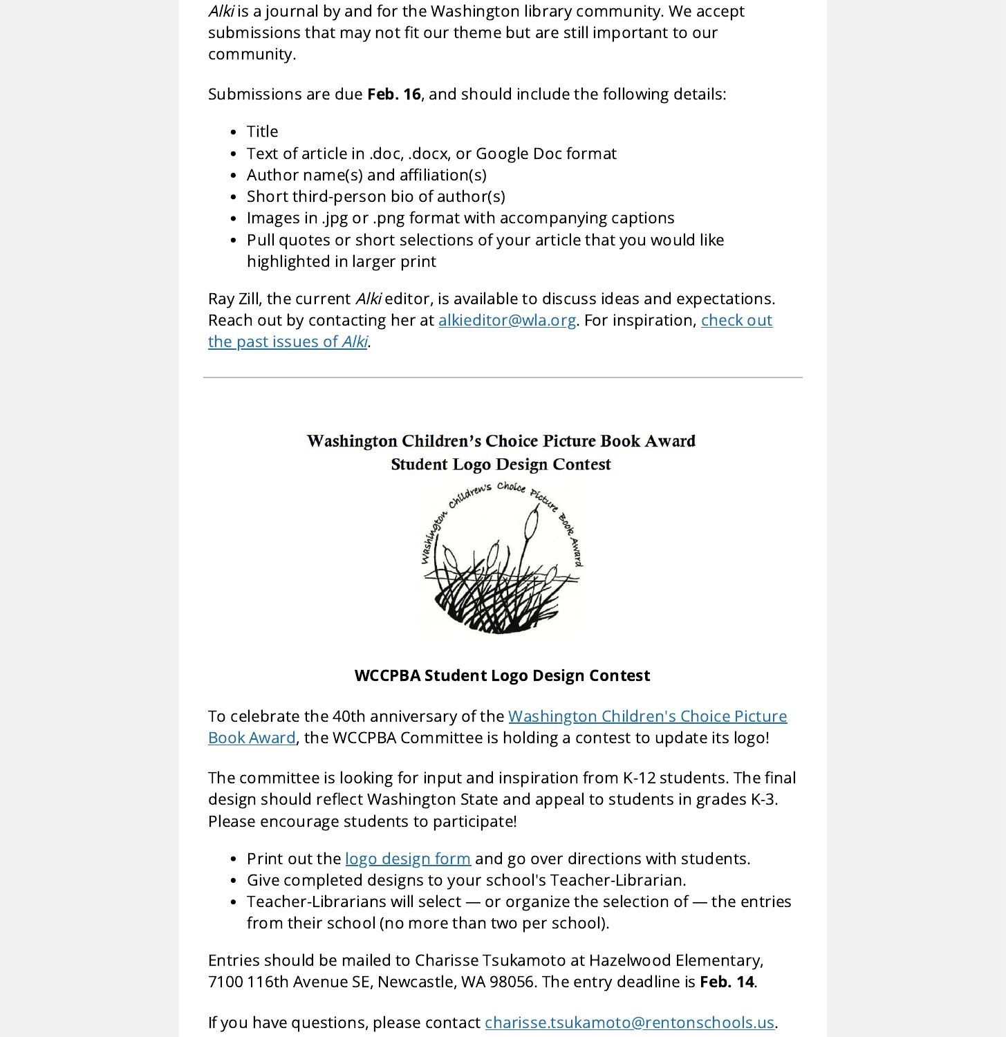*Alki* is a journal by and for the Washington library community. We accept submissions that may not fit our theme but are still important to our community.

Submissions are due **Feb. 16**, and should include the following details:

- Title
- Text of article in .doc, .docx, or Google Doc format
- Author name(s) and affiliation(s)
- Short third-person bio of author(s)
- Images in .jpg or .png format with accompanying captions
- Pull quotes or short selections of your article that you would like highlighted in larger print

Ray Zill, the current *Alki* editor, is available to discuss ideas and expectations. Reach out by contacting her at alkieditor@wla.org. For inspiration, check out the past issues of *Alki*.

---

**Washington Children's Choice Picture Book Award Student Logo Design Contest**

**WCCPBA Student Logo Design Contest**

To celebrate the 40th anniversary of the Washington Children's Choice Picture Book Award, the WCCPBA Committee is holding a contest to update its logo!

The committee is looking for input and inspiration from K-12 students. The final design should reflect Washington State and appeal to students in grades K-3. Please encourage students to participate!

- Print out the logo design form and go over directions with students.
- Give completed designs to your school's Teacher-Librarian.
- Teacher-Librarians will select — or organize the selection of — the entries from their school (no more than two per school).

Entries should be mailed to Charisse Tsukamoto at Hazelwood Elementary, 7100 116th Avenue SE, Newcastle, WA 98056. The entry deadline is **Feb. 14**.

If you have questions, please contact charisse.tsukamoto@rentonschools.us.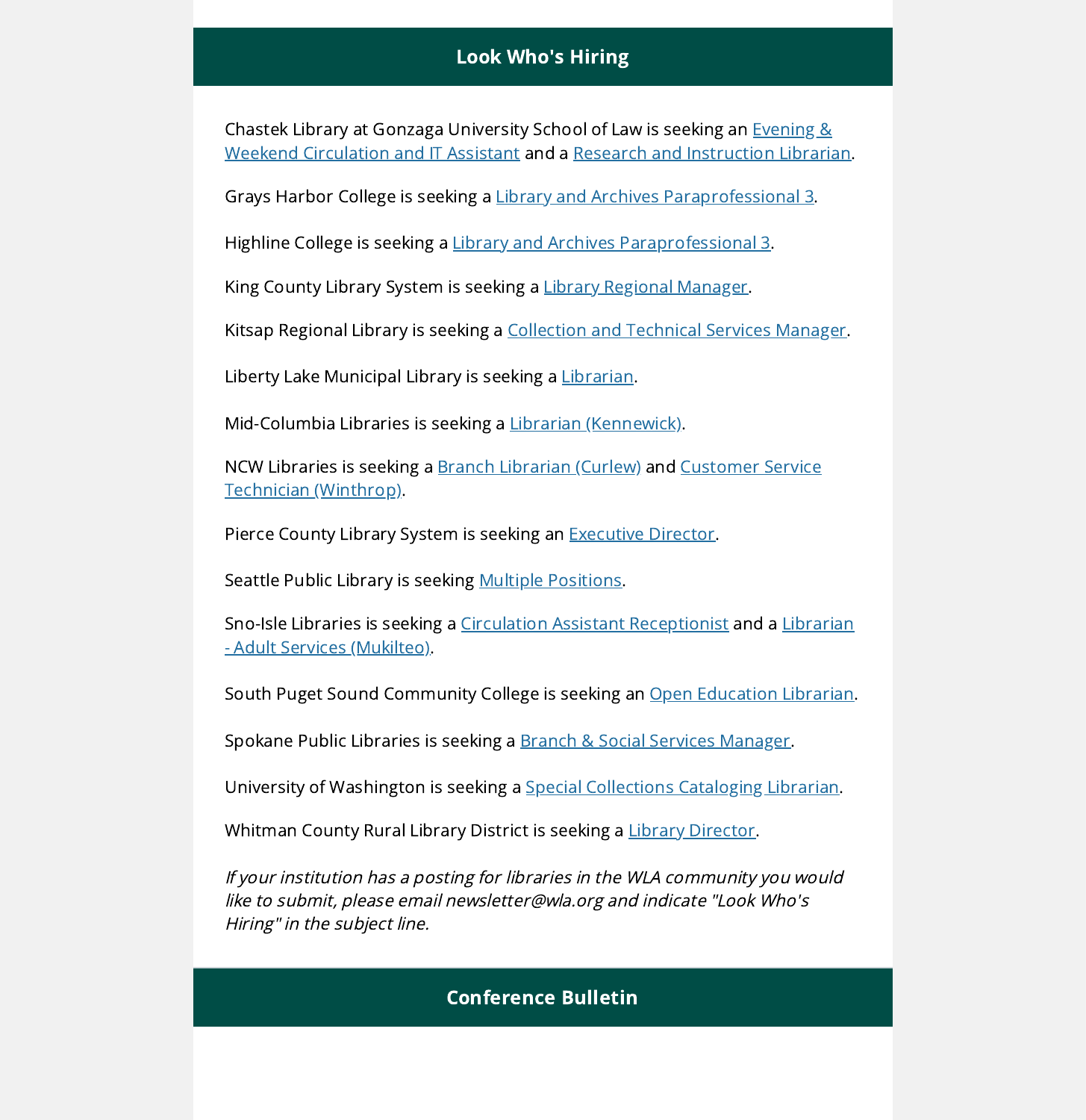## Look Who's Hiring

Chastek Library at Gonzaga University School of Law is seeking an Evening & Weekend Circulation and IT Assistant and a Research and Instruction Librarian.

Grays Harbor College is seeking a Library and Archives Paraprofessional 3.

Highline College is seeking a Library and Archives Paraprofessional 3.

King County Library System is seeking a Library Regional Manager.

Kitsap Regional Library is seeking a Collection and Technical Services Manager.

Liberty Lake Municipal Library is seeking a Librarian.

Mid-Columbia Libraries is seeking a Librarian (Kennewick).

NCW Libraries is seeking a Branch Librarian (Curlew) and Customer Service Technician (Winthrop).

Pierce County Library System is seeking an Executive Director.

Seattle Public Library is seeking Multiple Positions.

Sno-Isle Libraries is seeking a Circulation Assistant Receptionist and a Librarian - Adult Services (Mukilteo).

South Puget Sound Community College is seeking an Open Education Librarian.

Spokane Public Libraries is seeking a Branch & Social Services Manager.

University of Washington is seeking a Special Collections Cataloging Librarian.

Whitman County Rural Library District is seeking a Library Director.

*If your institution has a posting for libraries in the WLA community you would like to submit, please email newsletter@wla.org and indicate "Look Who's Hiring" in the subject line.*

## Conference Bulletin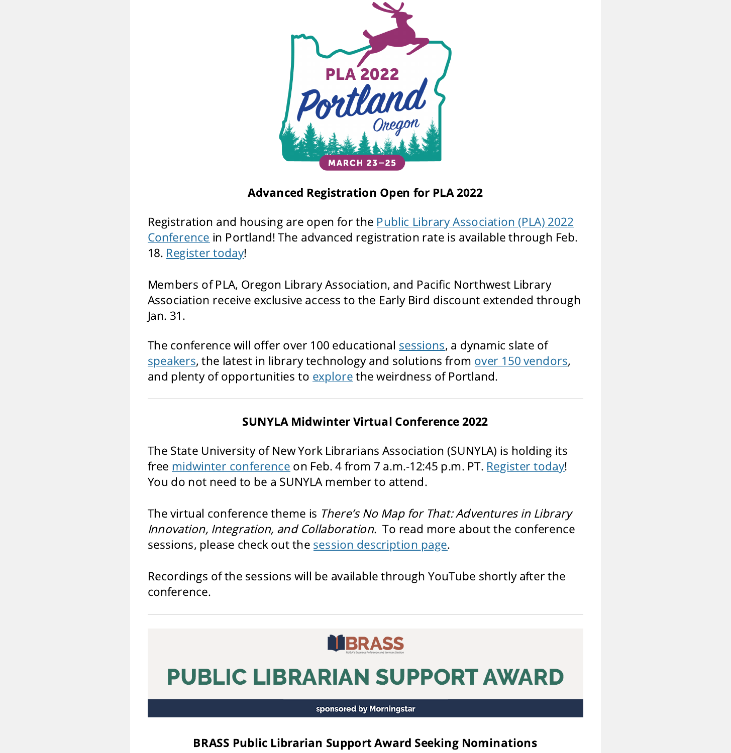**Advanced Registration Open for PLA 2022**

Registration and housing are open for the Public Library Association (PLA) 2022 Conference in Portland! The advanced registration rate is available through Feb. 18. Register today!

Members of PLA, Oregon Library Association, and Pacific Northwest Library Association receive exclusive access to the Early Bird discount extended through Jan. 31.

The conference will offer over 100 educational sessions, a dynamic slate of speakers, the latest in library technology and solutions from over 150 vendors, and plenty of opportunities to explore the weirdness of Portland.

---

**SUNYLA Midwinter Virtual Conference 2022**

The State University of New York Librarians Association (SUNYLA) is holding its free midwinter conference on Feb. 4 from 7 a.m.-12:45 p.m. PT. Register today! You do not need to be a SUNYLA member to attend.

The virtual conference theme is *There's No Map for That: Adventures in Library Innovation, Integration, and Collaboration*. To read more about the conference sessions, please check out the session description page.

Recordings of the sessions will be available through YouTube shortly after the conference.

---

**BRASS Public Librarian Support Award Seeking Nominations**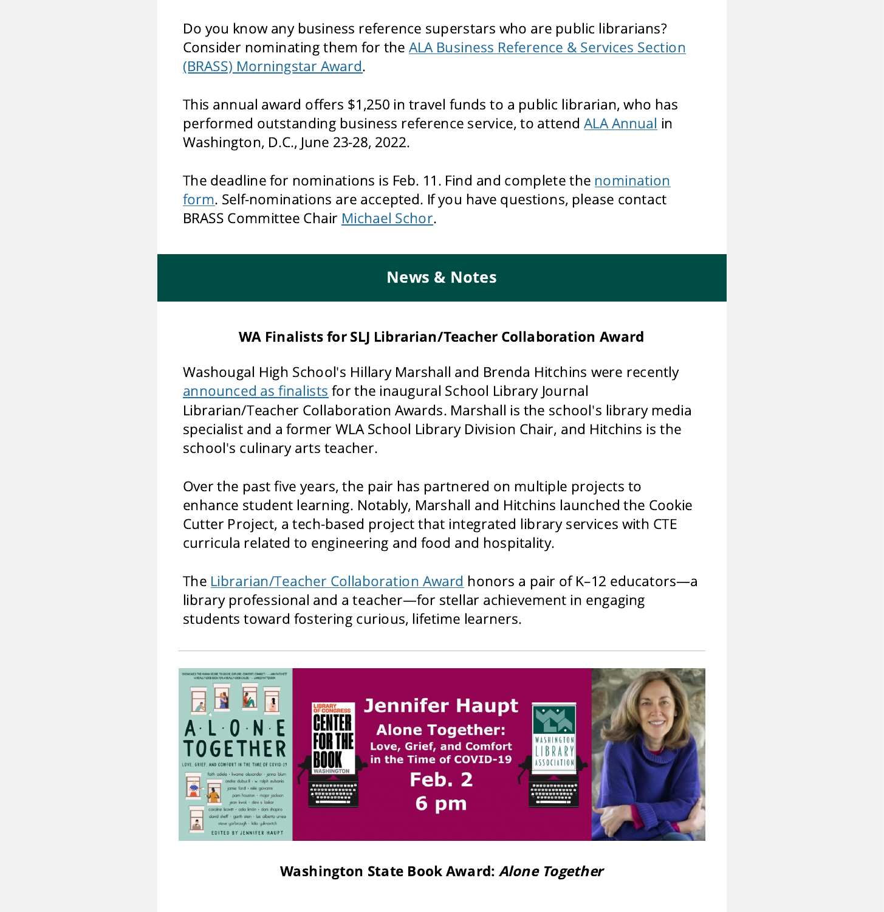Do you know any business reference superstars who are public librarians? Consider nominating them for the ALA Business Reference & Services Section (BRASS) Morningstar Award.

This annual award offers $1,250 in travel funds to a public librarian, who has performed outstanding business reference service, to attend ALA Annual in Washington, D.C., June 23-28, 2022.

The deadline for nominations is Feb. 11. Find and complete the nomination form. Self-nominations are accepted. If you have questions, please contact BRASS Committee Chair Michael Schor.

## News & Notes

**WA Finalists for SLJ Librarian/Teacher Collaboration Award**

Washougal High School's Hillary Marshall and Brenda Hitchins were recently announced as finalists for the inaugural School Library Journal Librarian/Teacher Collaboration Awards. Marshall is the school's library media specialist and a former WLA School Library Division Chair, and Hitchins is the school's culinary arts teacher.

Over the past five years, the pair has partnered on multiple projects to enhance student learning. Notably, Marshall and Hitchins launched the Cookie Cutter Project, a tech-based project that integrated library services with CTE curricula related to engineering and food and hospitality.

The Librarian/Teacher Collaboration Award honors a pair of K–12 educators—a library professional and a teacher—for stellar achievement in engaging students toward fostering curious, lifetime learners.

---

Jennifer Haupt
Alone Together: Love, Grief, and Comfort in the Time of COVID-19
Feb. 2
6 pm

**Washington State Book Award: *Alone Together***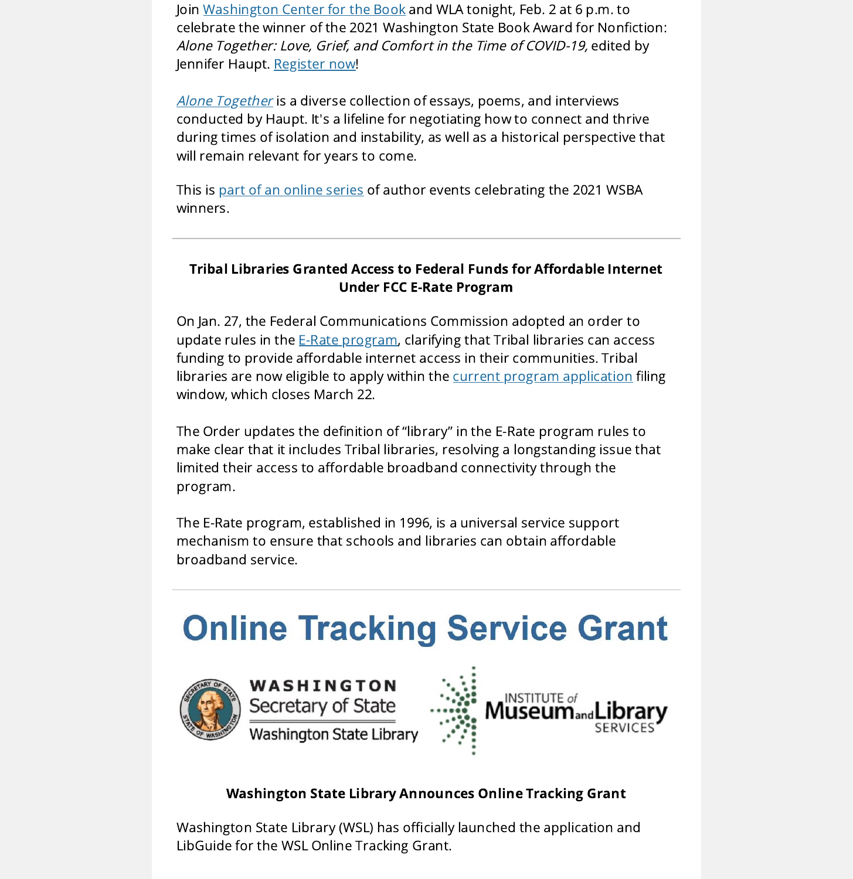Join Washington Center for the Book and WLA tonight, Feb. 2 at 6 p.m. to celebrate the winner of the 2021 Washington State Book Award for Nonfiction: *Alone Together: Love, Grief, and Comfort in the Time of COVID-19,* edited by Jennifer Haupt. Register now!

*Alone Together* is a diverse collection of essays, poems, and interviews conducted by Haupt. It's a lifeline for negotiating how to connect and thrive during times of isolation and instability, as well as a historical perspective that will remain relevant for years to come.

This is part of an online series of author events celebrating the 2021 WSBA winners.

---

**Tribal Libraries Granted Access to Federal Funds for Affordable Internet Under FCC E-Rate Program**

On Jan. 27, the Federal Communications Commission adopted an order to update rules in the E-Rate program, clarifying that Tribal libraries can access funding to provide affordable internet access in their communities. Tribal libraries are now eligible to apply within the current program application filing window, which closes March 22.

The Order updates the definition of "library" in the E-Rate program rules to make clear that it includes Tribal libraries, resolving a longstanding issue that limited their access to affordable broadband connectivity through the program.

The E-Rate program, established in 1996, is a universal service support mechanism to ensure that schools and libraries can obtain affordable broadband service.

---

# Online Tracking Service Grant

WASHINGTON Secretary of State Washington State Library

INSTITUTE of Museum and Library SERVICES

**Washington State Library Announces Online Tracking Grant**

Washington State Library (WSL) has officially launched the application and LibGuide for the WSL Online Tracking Grant.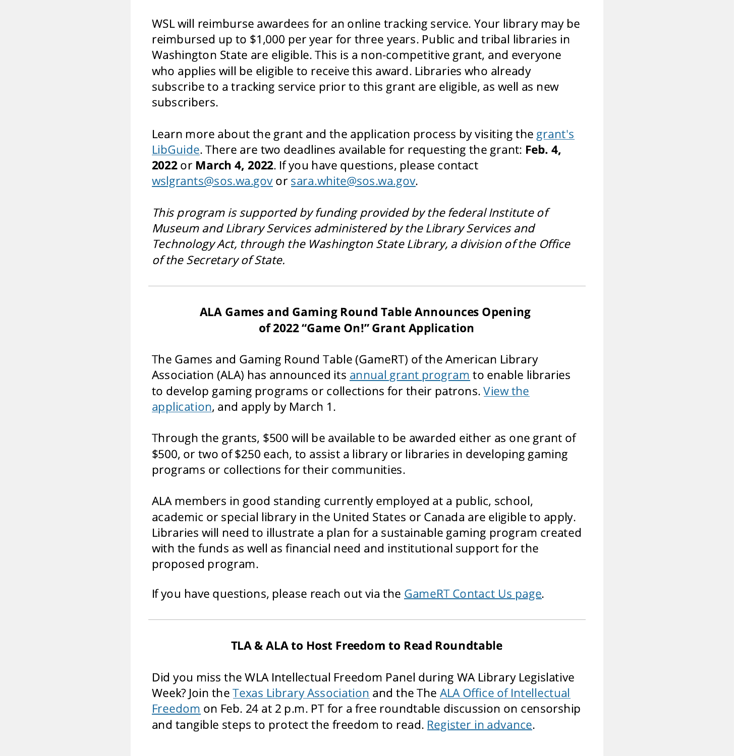WSL will reimburse awardees for an online tracking service. Your library may be reimbursed up to $1,000 per year for three years. Public and tribal libraries in Washington State are eligible. This is a non-competitive grant, and everyone who applies will be eligible to receive this award. Libraries who already subscribe to a tracking service prior to this grant are eligible, as well as new subscribers.

Learn more about the grant and the application process by visiting the grant's LibGuide. There are two deadlines available for requesting the grant: **Feb. 4, 2022** or **March 4, 2022**. If you have questions, please contact wslgrants@sos.wa.gov or sara.white@sos.wa.gov.

*This program is supported by funding provided by the federal Institute of Museum and Library Services administered by the Library Services and Technology Act, through the Washington State Library, a division of the Office of the Secretary of State.*

---

**ALA Games and Gaming Round Table Announces Opening of 2022 "Game On!" Grant Application**

The Games and Gaming Round Table (GameRT) of the American Library Association (ALA) has announced its annual grant program to enable libraries to develop gaming programs or collections for their patrons. View the application, and apply by March 1.

Through the grants, $500 will be available to be awarded either as one grant of $500, or two of $250 each, to assist a library or libraries in developing gaming programs or collections for their communities.

ALA members in good standing currently employed at a public, school, academic or special library in the United States or Canada are eligible to apply. Libraries will need to illustrate a plan for a sustainable gaming program created with the funds as well as financial need and institutional support for the proposed program.

If you have questions, please reach out via the GameRT Contact Us page.

---

**TLA & ALA to Host Freedom to Read Roundtable**

Did you miss the WLA Intellectual Freedom Panel during WA Library Legislative Week? Join the Texas Library Association and the The ALA Office of Intellectual Freedom on Feb. 24 at 2 p.m. PT for a free roundtable discussion on censorship and tangible steps to protect the freedom to read. Register in advance.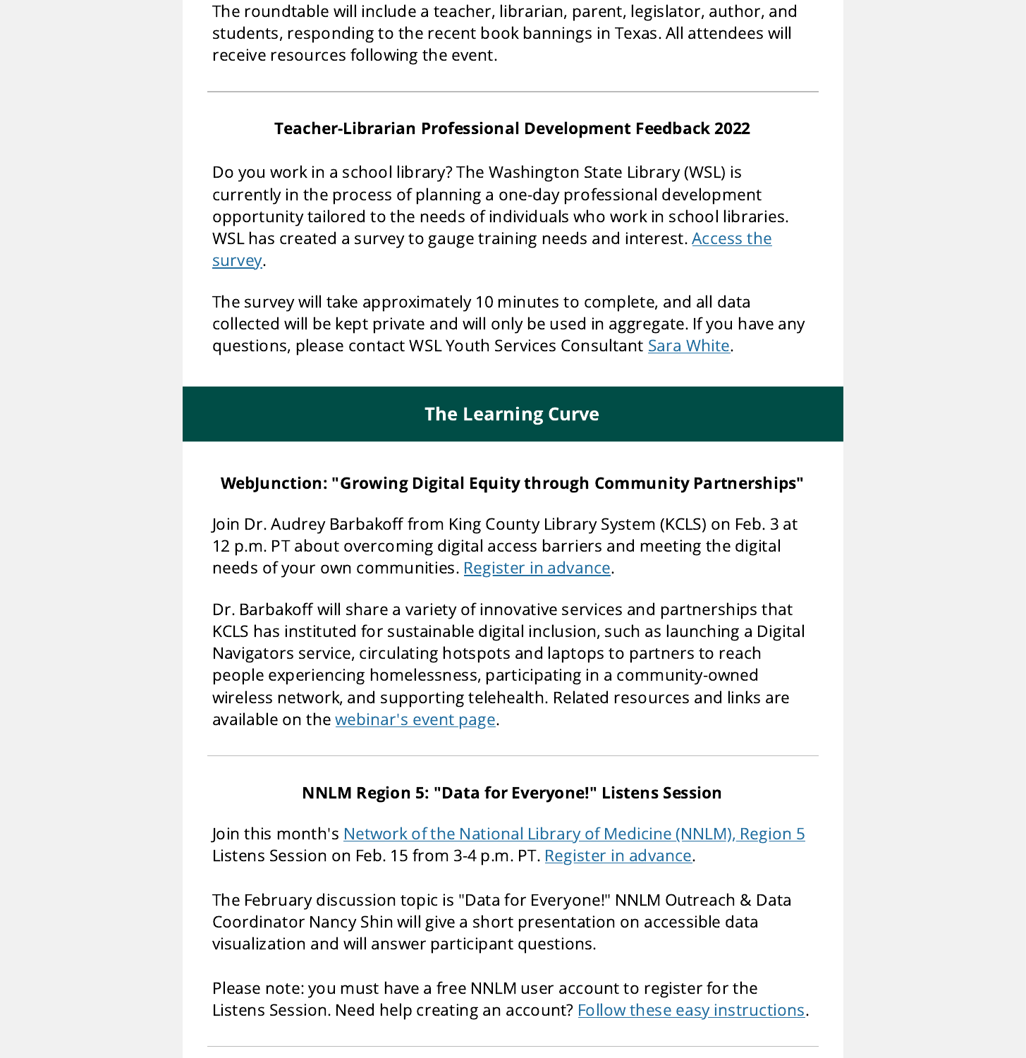The roundtable will include a teacher, librarian, parent, legislator, author, and students, responding to the recent book bannings in Texas. All attendees will receive resources following the event.

---

**Teacher-Librarian Professional Development Feedback 2022**

Do you work in a school library? The Washington State Library (WSL) is currently in the process of planning a one-day professional development opportunity tailored to the needs of individuals who work in school libraries. WSL has created a survey to gauge training needs and interest. Access the survey.

The survey will take approximately 10 minutes to complete, and all data collected will be kept private and will only be used in aggregate. If you have any questions, please contact WSL Youth Services Consultant Sara White.

## The Learning Curve

**WebJunction: "Growing Digital Equity through Community Partnerships"**

Join Dr. Audrey Barbakoff from King County Library System (KCLS) on Feb. 3 at 12 p.m. PT about overcoming digital access barriers and meeting the digital needs of your own communities. Register in advance.

Dr. Barbakoff will share a variety of innovative services and partnerships that KCLS has instituted for sustainable digital inclusion, such as launching a Digital Navigators service, circulating hotspots and laptops to partners to reach people experiencing homelessness, participating in a community-owned wireless network, and supporting telehealth. Related resources and links are available on the webinar's event page.

---

**NNLM Region 5: "Data for Everyone!" Listens Session**

Join this month's Network of the National Library of Medicine (NNLM), Region 5 Listens Session on Feb. 15 from 3-4 p.m. PT. Register in advance.

The February discussion topic is "Data for Everyone!" NNLM Outreach & Data Coordinator Nancy Shin will give a short presentation on accessible data visualization and will answer participant questions.

Please note: you must have a free NNLM user account to register for the Listens Session. Need help creating an account? Follow these easy instructions.

---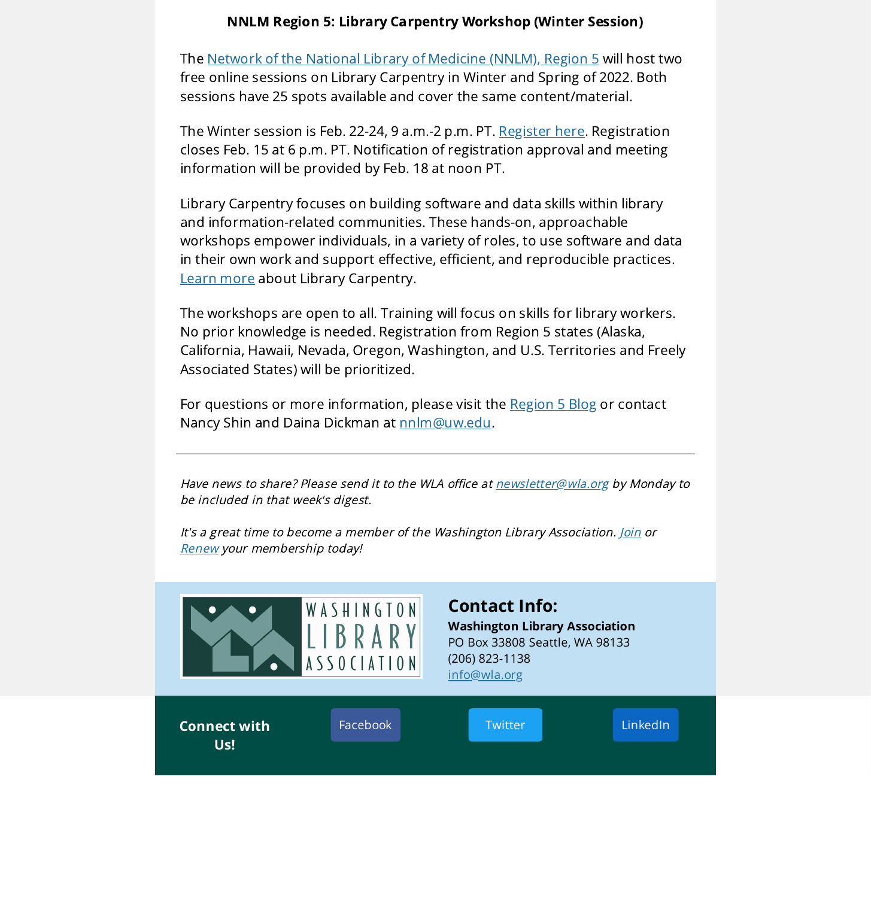**NNLM Region 5: Library Carpentry Workshop (Winter Session)**

The Network of the National Library of Medicine (NNLM), Region 5 will host two free online sessions on Library Carpentry in Winter and Spring of 2022. Both sessions have 25 spots available and cover the same content/material.

The Winter session is Feb. 22-24, 9 a.m.-2 p.m. PT. Register here. Registration closes Feb. 15 at 6 p.m. PT. Notification of registration approval and meeting information will be provided by Feb. 18 at noon PT.

Library Carpentry focuses on building software and data skills within library and information-related communities. These hands-on, approachable workshops empower individuals, in a variety of roles, to use software and data in their own work and support effective, efficient, and reproducible practices. Learn more about Library Carpentry.

The workshops are open to all. Training will focus on skills for library workers. No prior knowledge is needed. Registration from Region 5 states (Alaska, California, Hawaii, Nevada, Oregon, Washington, and U.S. Territories and Freely Associated States) will be prioritized.

For questions or more information, please visit the Region 5 Blog or contact Nancy Shin and Daina Dickman at nnlm@uw.edu.

---

*Have news to share? Please send it to the WLA office at newsletter@wla.org by Monday to be included in that week's digest.*

*It's a great time to become a member of the Washington Library Association. Join or Renew your membership today!*

WASHINGTON LIBRARY ASSOCIATION

## Contact Info:

**Washington Library Association**
PO Box 33808 Seattle, WA 98133
(206) 823-1138
info@wla.org

**Connect with Us!**

Facebook Twitter LinkedIn